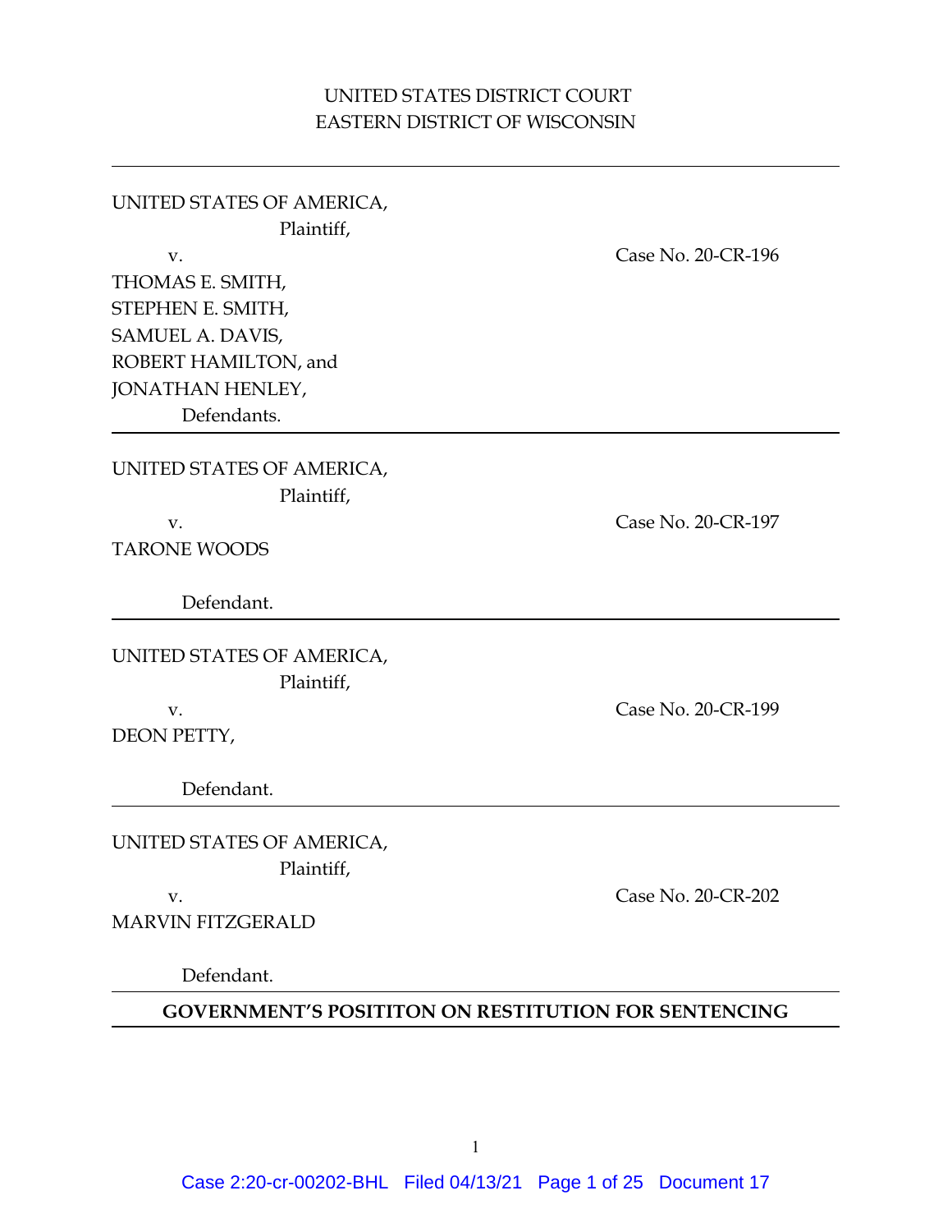UNITED STATES DISTRICT COURT
EASTERN DISTRICT OF WISCONSIN

---

UNITED STATES OF AMERICA,
Plaintiff,

v. Case No. 20-CR-196

THOMAS E. SMITH,
STEPHEN E. SMITH,
SAMUEL A. DAVIS,
ROBERT HAMILTON, and
JONATHAN HENLEY,
Defendants.

---

UNITED STATES OF AMERICA,
Plaintiff,

v. Case No. 20-CR-197

TARONE WOODS

Defendant.

---

UNITED STATES OF AMERICA,
Plaintiff,

v. Case No. 20-CR-199

DEON PETTY,

Defendant.

---

UNITED STATES OF AMERICA,
Plaintiff,

v. Case No. 20-CR-202

MARVIN FITZGERALD

Defendant.

---

**GOVERNMENT'S POSITITON ON RESTITUTION FOR SENTENCING**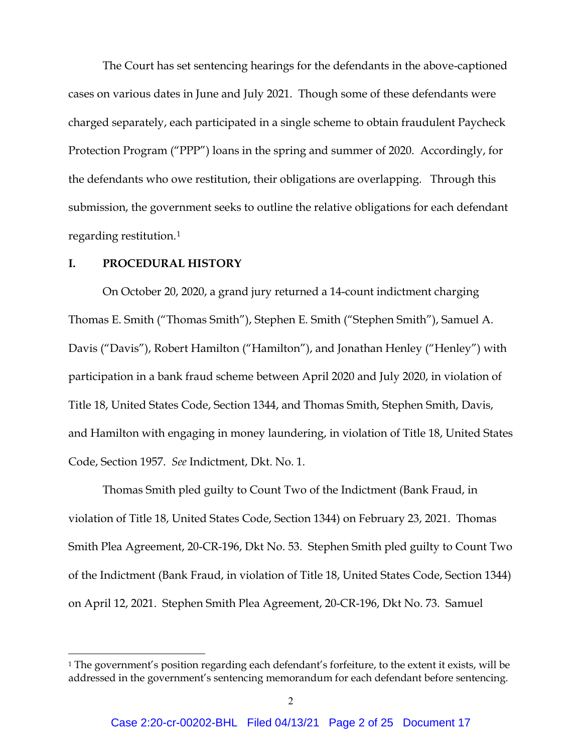The Court has set sentencing hearings for the defendants in the above-captioned cases on various dates in June and July 2021. Though some of these defendants were charged separately, each participated in a single scheme to obtain fraudulent Paycheck Protection Program ("PPP") loans in the spring and summer of 2020. Accordingly, for the defendants who owe restitution, their obligations are overlapping. Through this submission, the government seeks to outline the relative obligations for each defendant regarding restitution.[1]

## I. PROCEDURAL HISTORY

On October 20, 2020, a grand jury returned a 14-count indictment charging Thomas E. Smith ("Thomas Smith"), Stephen E. Smith ("Stephen Smith"), Samuel A. Davis ("Davis"), Robert Hamilton ("Hamilton"), and Jonathan Henley ("Henley") with participation in a bank fraud scheme between April 2020 and July 2020, in violation of Title 18, United States Code, Section 1344, and Thomas Smith, Stephen Smith, Davis, and Hamilton with engaging in money laundering, in violation of Title 18, United States Code, Section 1957. *See* Indictment, Dkt. No. 1.

Thomas Smith pled guilty to Count Two of the Indictment (Bank Fraud, in violation of Title 18, United States Code, Section 1344) on February 23, 2021. Thomas Smith Plea Agreement, 20-CR-196, Dkt No. 53. Stephen Smith pled guilty to Count Two of the Indictment (Bank Fraud, in violation of Title 18, United States Code, Section 1344) on April 12, 2021. Stephen Smith Plea Agreement, 20-CR-196, Dkt No. 73. Samuel

---

[1] The government's position regarding each defendant's forfeiture, to the extent it exists, will be addressed in the government's sentencing memorandum for each defendant before sentencing.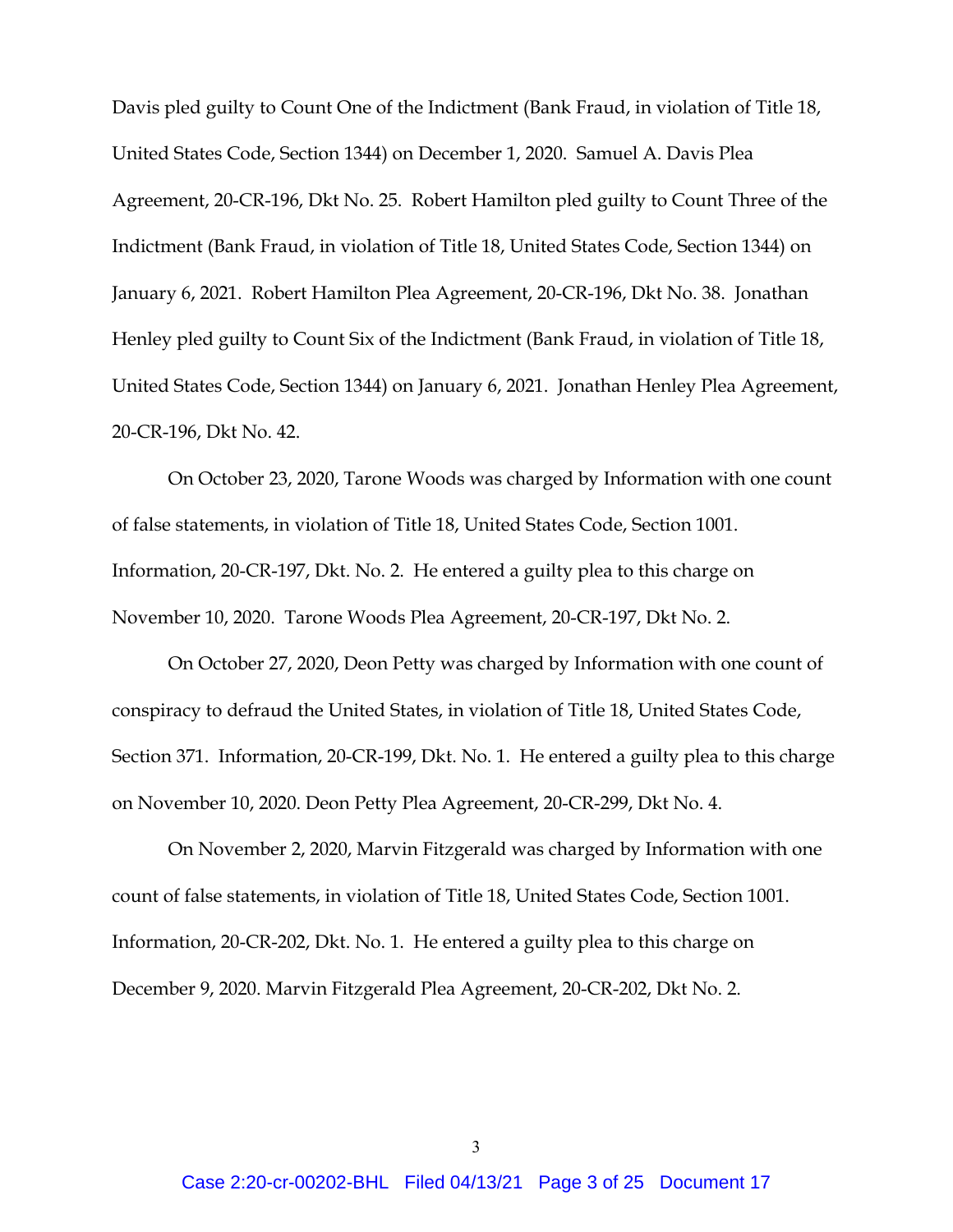Davis pled guilty to Count One of the Indictment (Bank Fraud, in violation of Title 18, United States Code, Section 1344) on December 1, 2020. Samuel A. Davis Plea Agreement, 20-CR-196, Dkt No. 25. Robert Hamilton pled guilty to Count Three of the Indictment (Bank Fraud, in violation of Title 18, United States Code, Section 1344) on January 6, 2021. Robert Hamilton Plea Agreement, 20-CR-196, Dkt No. 38. Jonathan Henley pled guilty to Count Six of the Indictment (Bank Fraud, in violation of Title 18, United States Code, Section 1344) on January 6, 2021. Jonathan Henley Plea Agreement, 20-CR-196, Dkt No. 42.

On October 23, 2020, Tarone Woods was charged by Information with one count of false statements, in violation of Title 18, United States Code, Section 1001. Information, 20-CR-197, Dkt. No. 2. He entered a guilty plea to this charge on November 10, 2020. Tarone Woods Plea Agreement, 20-CR-197, Dkt No. 2.

On October 27, 2020, Deon Petty was charged by Information with one count of conspiracy to defraud the United States, in violation of Title 18, United States Code, Section 371. Information, 20-CR-199, Dkt. No. 1. He entered a guilty plea to this charge on November 10, 2020. Deon Petty Plea Agreement, 20-CR-299, Dkt No. 4.

On November 2, 2020, Marvin Fitzgerald was charged by Information with one count of false statements, in violation of Title 18, United States Code, Section 1001. Information, 20-CR-202, Dkt. No. 1. He entered a guilty plea to this charge on December 9, 2020. Marvin Fitzgerald Plea Agreement, 20-CR-202, Dkt No. 2.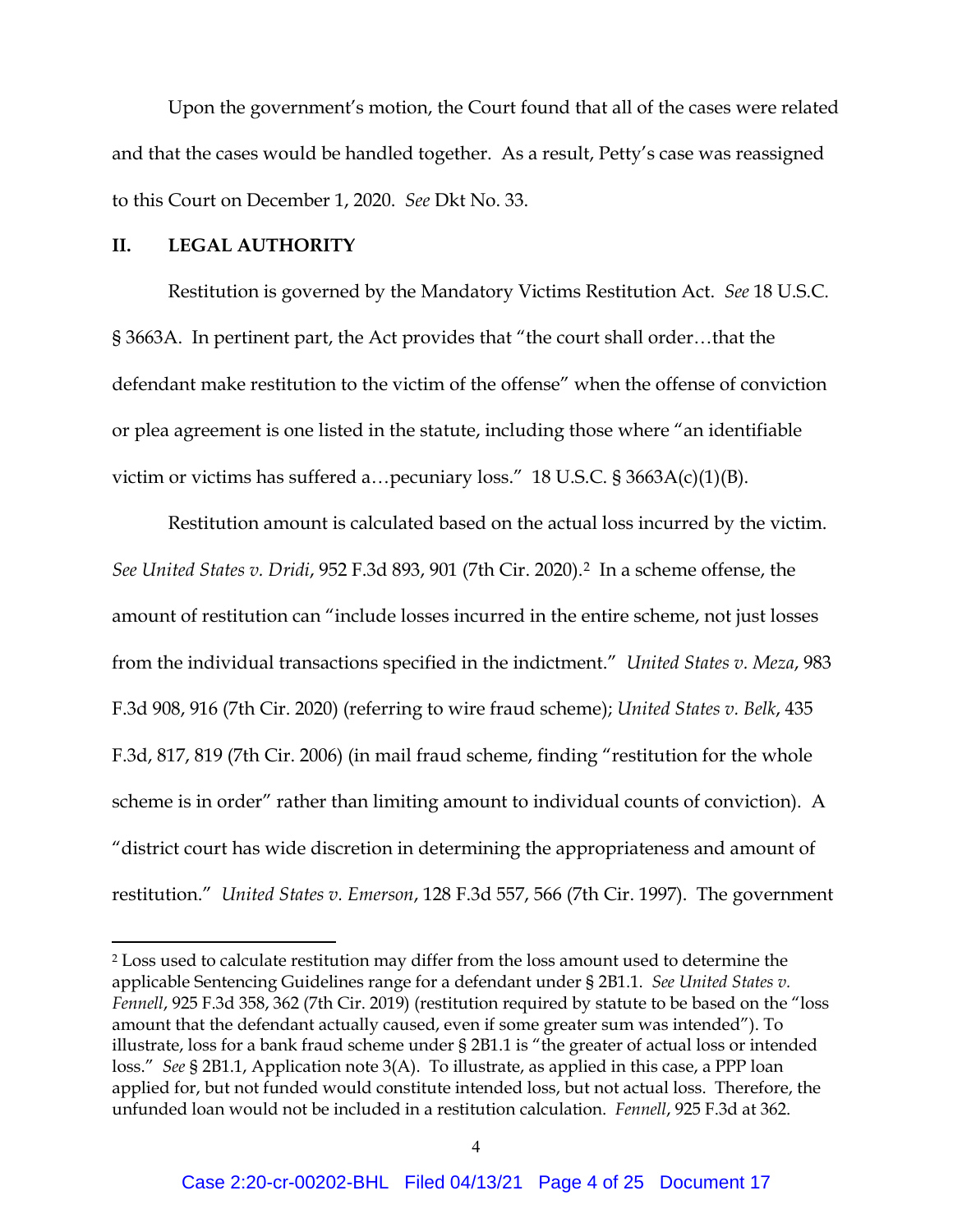Upon the government's motion, the Court found that all of the cases were related and that the cases would be handled together. As a result, Petty's case was reassigned to this Court on December 1, 2020. *See* Dkt No. 33.

## II. LEGAL AUTHORITY

Restitution is governed by the Mandatory Victims Restitution Act. *See* 18 U.S.C. § 3663A. In pertinent part, the Act provides that "the court shall order…that the defendant make restitution to the victim of the offense" when the offense of conviction or plea agreement is one listed in the statute, including those where "an identifiable victim or victims has suffered a…pecuniary loss." 18 U.S.C. § 3663A(c)(1)(B).

Restitution amount is calculated based on the actual loss incurred by the victim. *See United States v. Dridi*, 952 F.3d 893, 901 (7th Cir. 2020).[2] In a scheme offense, the amount of restitution can "include losses incurred in the entire scheme, not just losses from the individual transactions specified in the indictment." *United States v. Meza*, 983 F.3d 908, 916 (7th Cir. 2020) (referring to wire fraud scheme); *United States v. Belk*, 435 F.3d, 817, 819 (7th Cir. 2006) (in mail fraud scheme, finding "restitution for the whole scheme is in order" rather than limiting amount to individual counts of conviction). A "district court has wide discretion in determining the appropriateness and amount of restitution." *United States v. Emerson*, 128 F.3d 557, 566 (7th Cir. 1997). The government

---

[2] Loss used to calculate restitution may differ from the loss amount used to determine the applicable Sentencing Guidelines range for a defendant under § 2B1.1. *See United States v. Fennell*, 925 F.3d 358, 362 (7th Cir. 2019) (restitution required by statute to be based on the "loss amount that the defendant actually caused, even if some greater sum was intended"). To illustrate, loss for a bank fraud scheme under § 2B1.1 is "the greater of actual loss or intended loss." *See* § 2B1.1, Application note 3(A). To illustrate, as applied in this case, a PPP loan applied for, but not funded would constitute intended loss, but not actual loss. Therefore, the unfunded loan would not be included in a restitution calculation. *Fennell*, 925 F.3d at 362.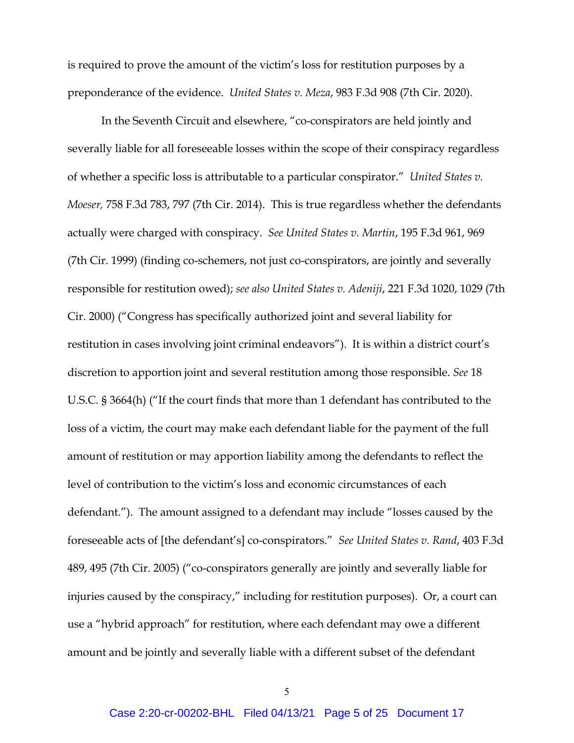is required to prove the amount of the victim's loss for restitution purposes by a preponderance of the evidence. *United States v. Meza*, 983 F.3d 908 (7th Cir. 2020).

In the Seventh Circuit and elsewhere, "co-conspirators are held jointly and severally liable for all foreseeable losses within the scope of their conspiracy regardless of whether a specific loss is attributable to a particular conspirator." *United States v. Moeser,* 758 F.3d 783, 797 (7th Cir. 2014). This is true regardless whether the defendants actually were charged with conspiracy. *See United States v. Martin*, 195 F.3d 961, 969 (7th Cir. 1999) (finding co-schemers, not just co-conspirators, are jointly and severally responsible for restitution owed); *see also United States v. Adeniji*, 221 F.3d 1020, 1029 (7th Cir. 2000) ("Congress has specifically authorized joint and several liability for restitution in cases involving joint criminal endeavors"). It is within a district court's discretion to apportion joint and several restitution among those responsible. *See* 18 U.S.C. § 3664(h) ("If the court finds that more than 1 defendant has contributed to the loss of a victim, the court may make each defendant liable for the payment of the full amount of restitution or may apportion liability among the defendants to reflect the level of contribution to the victim's loss and economic circumstances of each defendant."). The amount assigned to a defendant may include "losses caused by the foreseeable acts of [the defendant's] co-conspirators." *See United States v. Rand*, 403 F.3d 489, 495 (7th Cir. 2005) ("co-conspirators generally are jointly and severally liable for injuries caused by the conspiracy," including for restitution purposes). Or, a court can use a "hybrid approach" for restitution, where each defendant may owe a different amount and be jointly and severally liable with a different subset of the defendant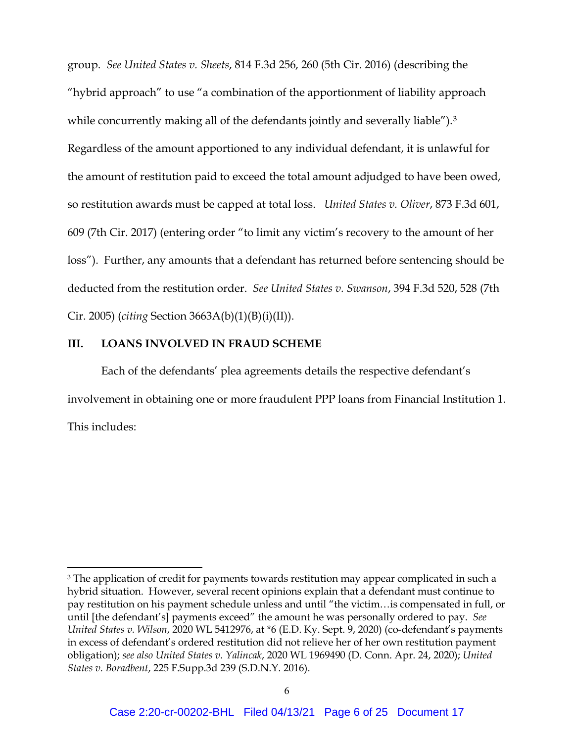group. *See United States v. Sheets*, 814 F.3d 256, 260 (5th Cir. 2016) (describing the "hybrid approach" to use "a combination of the apportionment of liability approach while concurrently making all of the defendants jointly and severally liable").[3] Regardless of the amount apportioned to any individual defendant, it is unlawful for the amount of restitution paid to exceed the total amount adjudged to have been owed, so restitution awards must be capped at total loss. *United States v. Oliver*, 873 F.3d 601, 609 (7th Cir. 2017) (entering order "to limit any victim's recovery to the amount of her loss"). Further, any amounts that a defendant has returned before sentencing should be deducted from the restitution order. *See United States v. Swanson*, 394 F.3d 520, 528 (7th Cir. 2005) (*citing* Section 3663A(b)(1)(B)(i)(II)).

## III. LOANS INVOLVED IN FRAUD SCHEME

Each of the defendants' plea agreements details the respective defendant's involvement in obtaining one or more fraudulent PPP loans from Financial Institution 1. This includes:

---

[3] The application of credit for payments towards restitution may appear complicated in such a hybrid situation. However, several recent opinions explain that a defendant must continue to pay restitution on his payment schedule unless and until "the victim…is compensated in full, or until [the defendant's] payments exceed" the amount he was personally ordered to pay. *See United States v. Wilson*, 2020 WL 5412976, at *6 (E.D. Ky. Sept. 9, 2020) (co-defendant's payments in excess of defendant's ordered restitution did not relieve her of her own restitution payment obligation); *see also United States v. Yalincak*, 2020 WL 1969490 (D. Conn. Apr. 24, 2020); *United States v. Boradbent*, 225 F.Supp.3d 239 (S.D.N.Y. 2016).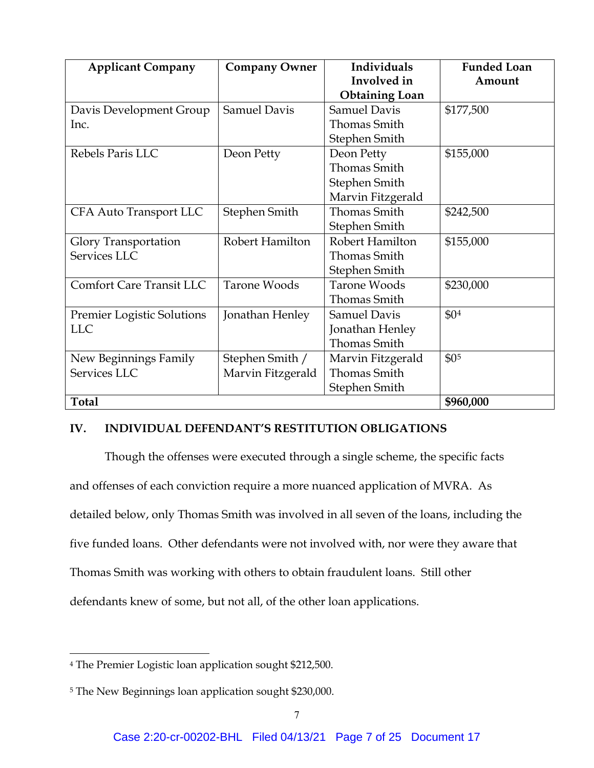| Applicant Company | Company Owner | Individuals Involved in Obtaining Loan | Funded Loan Amount |
|---|---|---|---|
| Davis Development Group Inc. | Samuel Davis | Samuel Davis<br>Thomas Smith<br>Stephen Smith | $177,500 |
| Rebels Paris LLC | Deon Petty | Deon Petty<br>Thomas Smith<br>Stephen Smith<br>Marvin Fitzgerald | $155,000 |
| CFA Auto Transport LLC | Stephen Smith | Thomas Smith<br>Stephen Smith | $242,500 |
| Glory Transportation Services LLC | Robert Hamilton | Robert Hamilton<br>Thomas Smith<br>Stephen Smith | $155,000 |
| Comfort Care Transit LLC | Tarone Woods | Tarone Woods<br>Thomas Smith | $230,000 |
| Premier Logistic Solutions LLC | Jonathan Henley | Samuel Davis<br>Jonathan Henley<br>Thomas Smith | $0[4] |
| New Beginnings Family Services LLC | Stephen Smith / Marvin Fitzgerald | Marvin Fitzgerald<br>Thomas Smith<br>Stephen Smith | $0[5] |
| **Total** | | | **$960,000** |

## IV. INDIVIDUAL DEFENDANT'S RESTITUTION OBLIGATIONS

Though the offenses were executed through a single scheme, the specific facts and offenses of each conviction require a more nuanced application of MVRA. As detailed below, only Thomas Smith was involved in all seven of the loans, including the five funded loans. Other defendants were not involved with, nor were they aware that Thomas Smith was working with others to obtain fraudulent loans. Still other defendants knew of some, but not all, of the other loan applications.

---

[4] The Premier Logistic loan application sought $212,500.

[5] The New Beginnings loan application sought $230,000.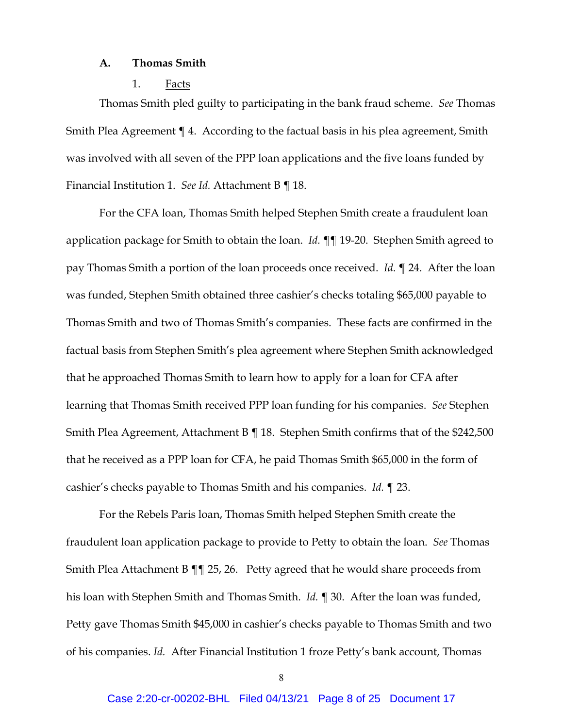### A. Thomas Smith

#### 1. Facts

Thomas Smith pled guilty to participating in the bank fraud scheme. *See* Thomas Smith Plea Agreement ¶ 4. According to the factual basis in his plea agreement, Smith was involved with all seven of the PPP loan applications and the five loans funded by Financial Institution 1. *See Id.* Attachment B ¶ 18.

For the CFA loan, Thomas Smith helped Stephen Smith create a fraudulent loan application package for Smith to obtain the loan. *Id.* ¶¶ 19-20. Stephen Smith agreed to pay Thomas Smith a portion of the loan proceeds once received. *Id.* ¶ 24. After the loan was funded, Stephen Smith obtained three cashier's checks totaling $65,000 payable to Thomas Smith and two of Thomas Smith's companies. These facts are confirmed in the factual basis from Stephen Smith's plea agreement where Stephen Smith acknowledged that he approached Thomas Smith to learn how to apply for a loan for CFA after learning that Thomas Smith received PPP loan funding for his companies. *See* Stephen Smith Plea Agreement, Attachment B ¶ 18. Stephen Smith confirms that of the $242,500 that he received as a PPP loan for CFA, he paid Thomas Smith $65,000 in the form of cashier's checks payable to Thomas Smith and his companies. *Id.* ¶ 23.

For the Rebels Paris loan, Thomas Smith helped Stephen Smith create the fraudulent loan application package to provide to Petty to obtain the loan. *See* Thomas Smith Plea Attachment B ¶¶ 25, 26. Petty agreed that he would share proceeds from his loan with Stephen Smith and Thomas Smith. *Id.* ¶ 30. After the loan was funded, Petty gave Thomas Smith $45,000 in cashier's checks payable to Thomas Smith and two of his companies. *Id.* After Financial Institution 1 froze Petty's bank account, Thomas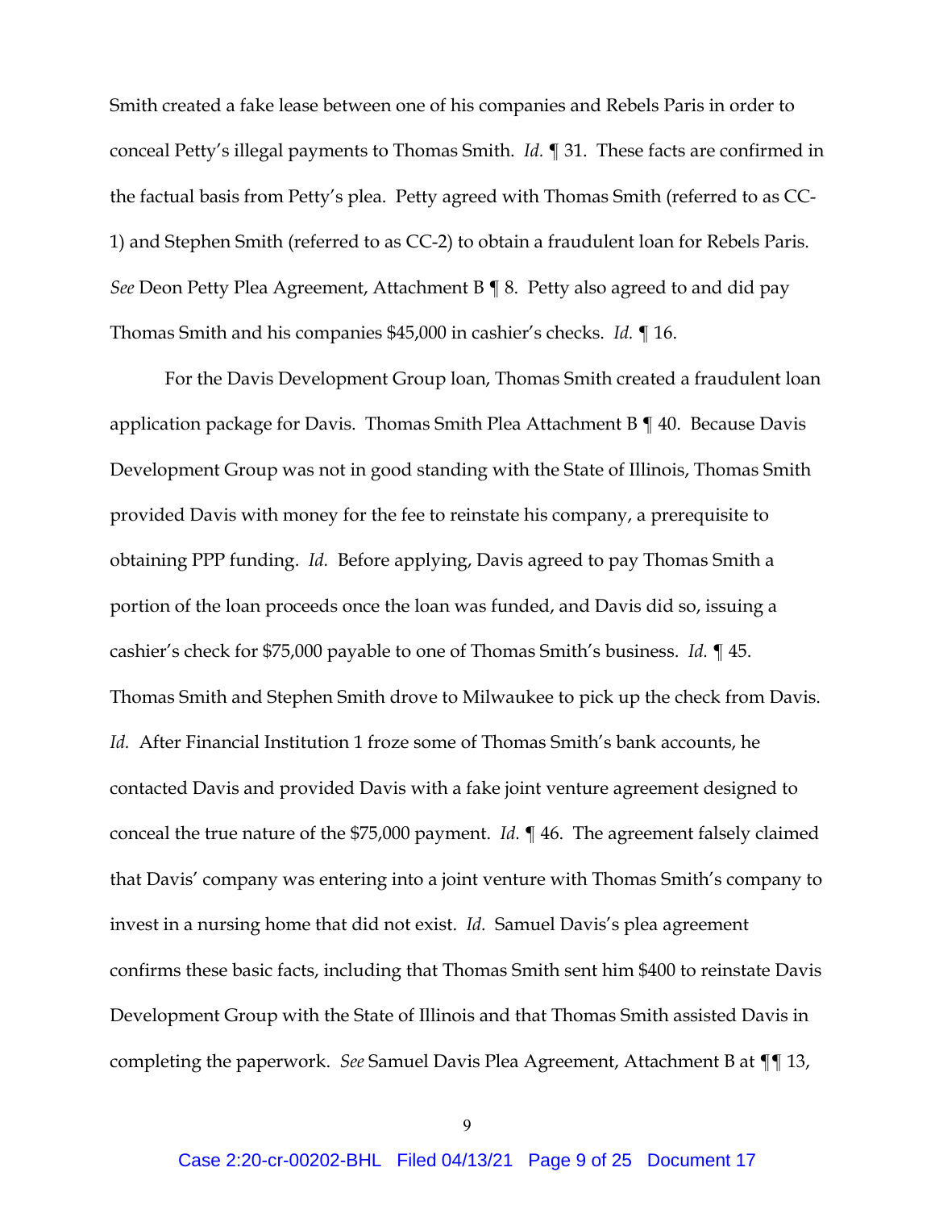Smith created a fake lease between one of his companies and Rebels Paris in order to conceal Petty's illegal payments to Thomas Smith. *Id.* ¶ 31. These facts are confirmed in the factual basis from Petty's plea. Petty agreed with Thomas Smith (referred to as CC-1) and Stephen Smith (referred to as CC-2) to obtain a fraudulent loan for Rebels Paris. *See* Deon Petty Plea Agreement, Attachment B ¶ 8. Petty also agreed to and did pay Thomas Smith and his companies $45,000 in cashier's checks. *Id.* ¶ 16.

For the Davis Development Group loan, Thomas Smith created a fraudulent loan application package for Davis. Thomas Smith Plea Attachment B ¶ 40. Because Davis Development Group was not in good standing with the State of Illinois, Thomas Smith provided Davis with money for the fee to reinstate his company, a prerequisite to obtaining PPP funding. *Id.* Before applying, Davis agreed to pay Thomas Smith a portion of the loan proceeds once the loan was funded, and Davis did so, issuing a cashier's check for $75,000 payable to one of Thomas Smith's business. *Id.* ¶ 45. Thomas Smith and Stephen Smith drove to Milwaukee to pick up the check from Davis. *Id.* After Financial Institution 1 froze some of Thomas Smith's bank accounts, he contacted Davis and provided Davis with a fake joint venture agreement designed to conceal the true nature of the $75,000 payment. *Id.* ¶ 46. The agreement falsely claimed that Davis' company was entering into a joint venture with Thomas Smith's company to invest in a nursing home that did not exist. *Id.* Samuel Davis's plea agreement confirms these basic facts, including that Thomas Smith sent him $400 to reinstate Davis Development Group with the State of Illinois and that Thomas Smith assisted Davis in completing the paperwork. *See* Samuel Davis Plea Agreement, Attachment B at ¶¶ 13,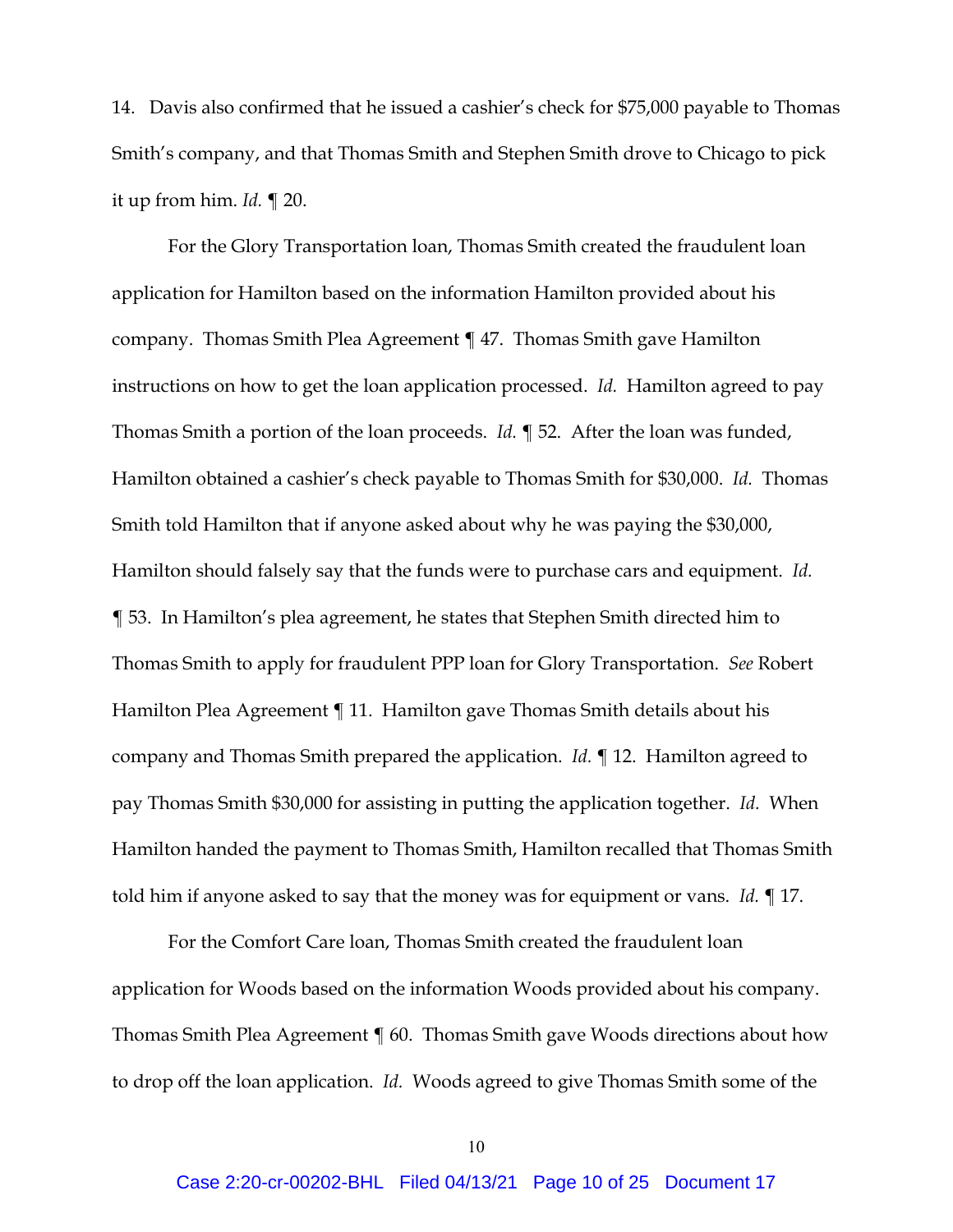14. Davis also confirmed that he issued a cashier's check for $75,000 payable to Thomas Smith's company, and that Thomas Smith and Stephen Smith drove to Chicago to pick it up from him. *Id.* ¶ 20.

For the Glory Transportation loan, Thomas Smith created the fraudulent loan application for Hamilton based on the information Hamilton provided about his company. Thomas Smith Plea Agreement ¶ 47. Thomas Smith gave Hamilton instructions on how to get the loan application processed. *Id.* Hamilton agreed to pay Thomas Smith a portion of the loan proceeds. *Id.* ¶ 52. After the loan was funded, Hamilton obtained a cashier's check payable to Thomas Smith for $30,000. *Id.* Thomas Smith told Hamilton that if anyone asked about why he was paying the $30,000, Hamilton should falsely say that the funds were to purchase cars and equipment. *Id.* ¶ 53. In Hamilton's plea agreement, he states that Stephen Smith directed him to Thomas Smith to apply for fraudulent PPP loan for Glory Transportation. *See* Robert Hamilton Plea Agreement ¶ 11. Hamilton gave Thomas Smith details about his company and Thomas Smith prepared the application. *Id.* ¶ 12. Hamilton agreed to pay Thomas Smith $30,000 for assisting in putting the application together. *Id.* When Hamilton handed the payment to Thomas Smith, Hamilton recalled that Thomas Smith told him if anyone asked to say that the money was for equipment or vans. *Id.* ¶ 17.

For the Comfort Care loan, Thomas Smith created the fraudulent loan application for Woods based on the information Woods provided about his company. Thomas Smith Plea Agreement ¶ 60. Thomas Smith gave Woods directions about how to drop off the loan application. *Id.* Woods agreed to give Thomas Smith some of the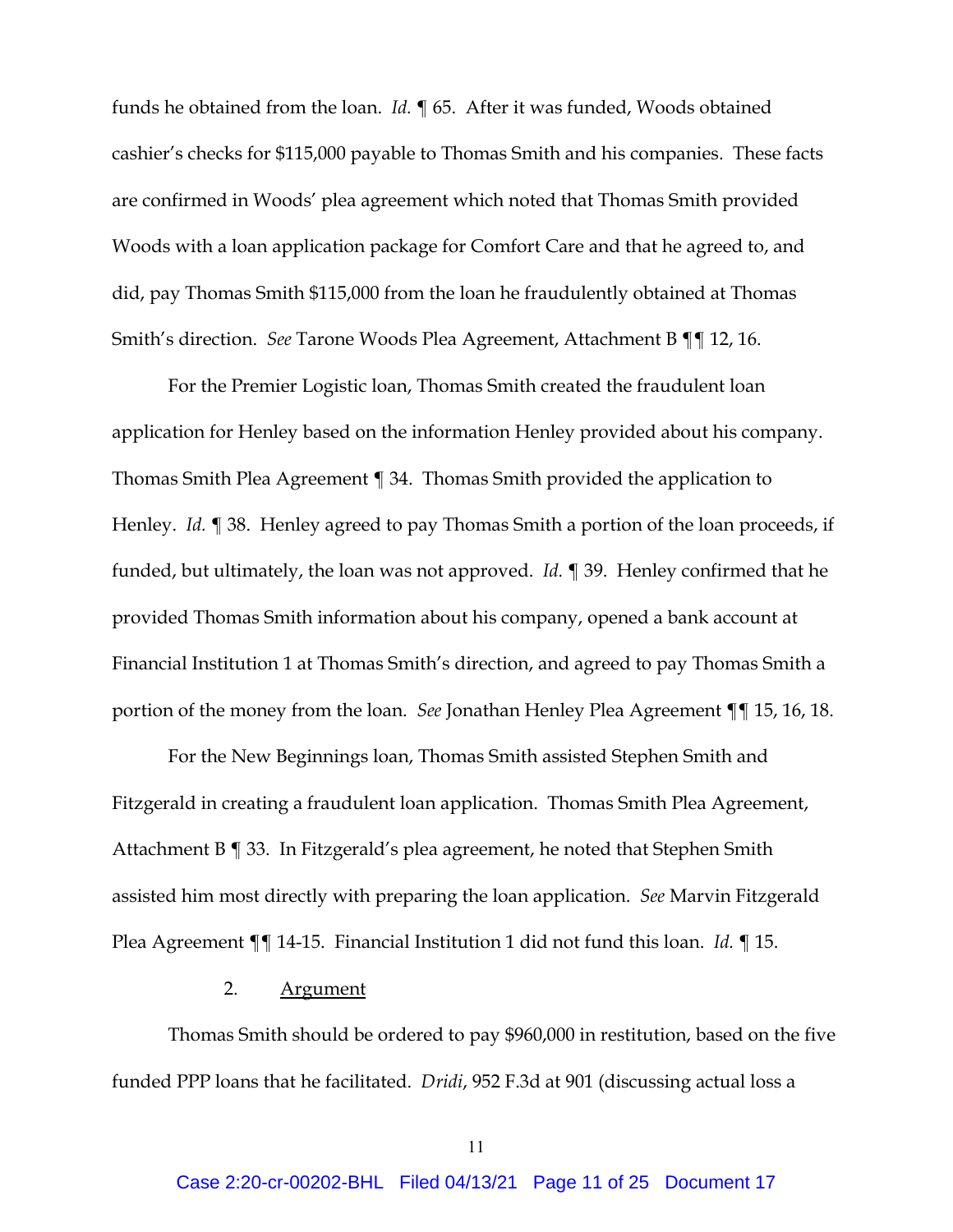funds he obtained from the loan. *Id.* ¶ 65. After it was funded, Woods obtained cashier's checks for $115,000 payable to Thomas Smith and his companies. These facts are confirmed in Woods' plea agreement which noted that Thomas Smith provided Woods with a loan application package for Comfort Care and that he agreed to, and did, pay Thomas Smith $115,000 from the loan he fraudulently obtained at Thomas Smith's direction. *See* Tarone Woods Plea Agreement, Attachment B ¶¶ 12, 16.

For the Premier Logistic loan, Thomas Smith created the fraudulent loan application for Henley based on the information Henley provided about his company. Thomas Smith Plea Agreement ¶ 34. Thomas Smith provided the application to Henley. *Id.* ¶ 38. Henley agreed to pay Thomas Smith a portion of the loan proceeds, if funded, but ultimately, the loan was not approved. *Id.* ¶ 39. Henley confirmed that he provided Thomas Smith information about his company, opened a bank account at Financial Institution 1 at Thomas Smith's direction, and agreed to pay Thomas Smith a portion of the money from the loan. *See* Jonathan Henley Plea Agreement ¶¶ 15, 16, 18.

For the New Beginnings loan, Thomas Smith assisted Stephen Smith and Fitzgerald in creating a fraudulent loan application. Thomas Smith Plea Agreement, Attachment B ¶ 33. In Fitzgerald's plea agreement, he noted that Stephen Smith assisted him most directly with preparing the loan application. *See* Marvin Fitzgerald Plea Agreement ¶¶ 14-15. Financial Institution 1 did not fund this loan. *Id.* ¶ 15.

2. <u>Argument</u>

Thomas Smith should be ordered to pay $960,000 in restitution, based on the five funded PPP loans that he facilitated. *Dridi*, 952 F.3d at 901 (discussing actual loss a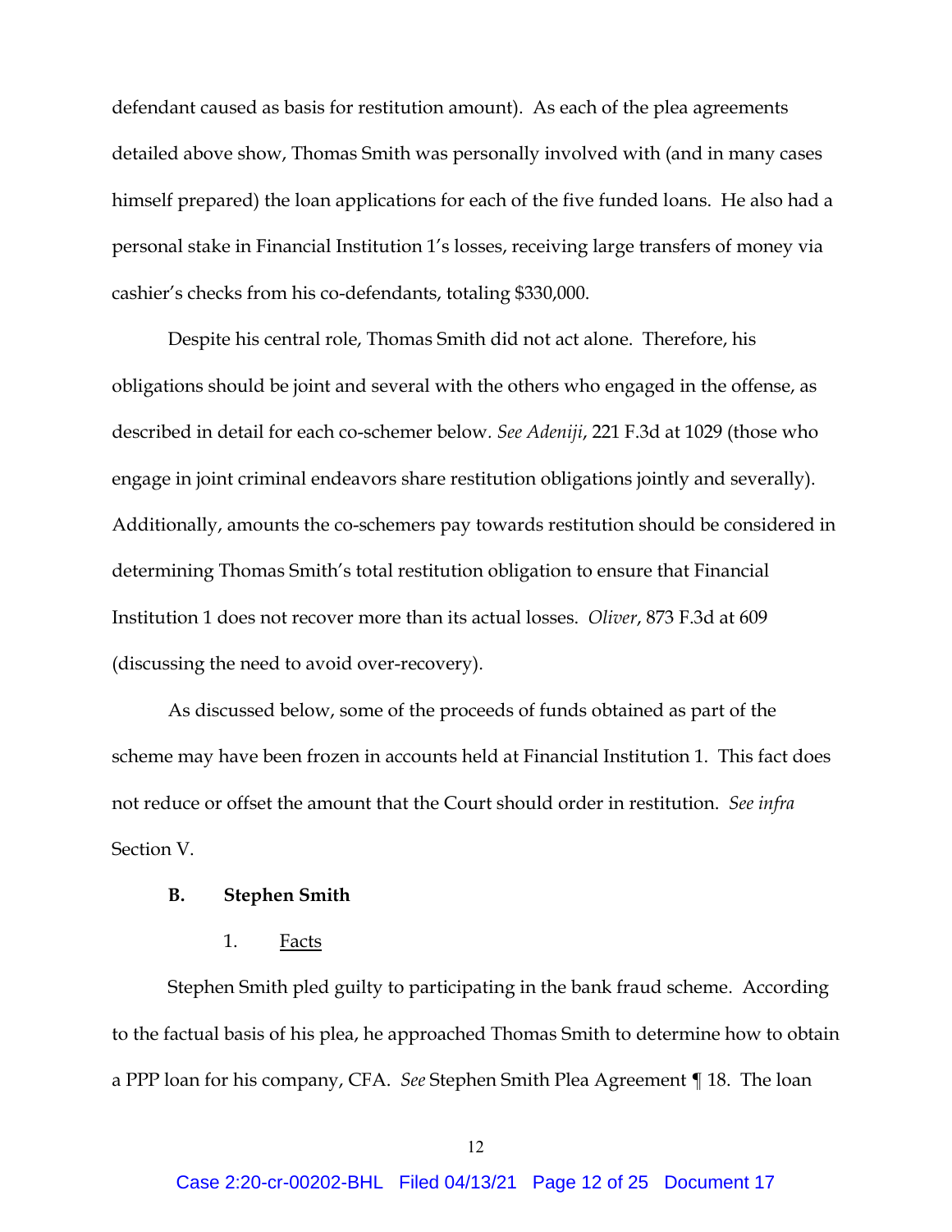defendant caused as basis for restitution amount). As each of the plea agreements detailed above show, Thomas Smith was personally involved with (and in many cases himself prepared) the loan applications for each of the five funded loans. He also had a personal stake in Financial Institution 1's losses, receiving large transfers of money via cashier's checks from his co-defendants, totaling $330,000.

Despite his central role, Thomas Smith did not act alone. Therefore, his obligations should be joint and several with the others who engaged in the offense, as described in detail for each co-schemer below. *See Adeniji*, 221 F.3d at 1029 (those who engage in joint criminal endeavors share restitution obligations jointly and severally). Additionally, amounts the co-schemers pay towards restitution should be considered in determining Thomas Smith's total restitution obligation to ensure that Financial Institution 1 does not recover more than its actual losses. *Oliver*, 873 F.3d at 609 (discussing the need to avoid over-recovery).

As discussed below, some of the proceeds of funds obtained as part of the scheme may have been frozen in accounts held at Financial Institution 1. This fact does not reduce or offset the amount that the Court should order in restitution. *See infra* Section V.

### B. Stephen Smith

#### 1. Facts

Stephen Smith pled guilty to participating in the bank fraud scheme. According to the factual basis of his plea, he approached Thomas Smith to determine how to obtain a PPP loan for his company, CFA. *See* Stephen Smith Plea Agreement ¶ 18. The loan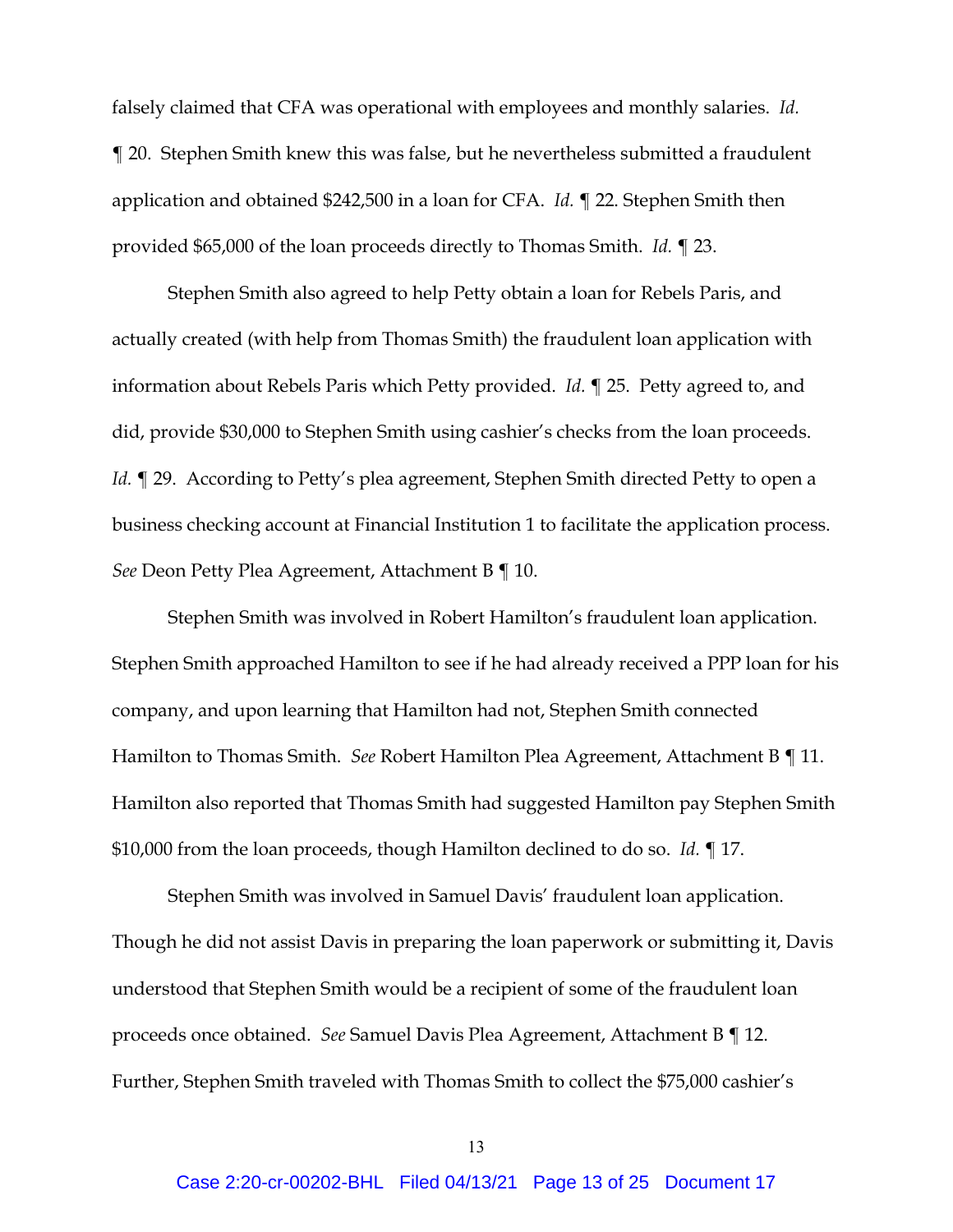falsely claimed that CFA was operational with employees and monthly salaries. *Id.* ¶ 20. Stephen Smith knew this was false, but he nevertheless submitted a fraudulent application and obtained $242,500 in a loan for CFA. *Id.* ¶ 22. Stephen Smith then provided $65,000 of the loan proceeds directly to Thomas Smith. *Id.* ¶ 23.

Stephen Smith also agreed to help Petty obtain a loan for Rebels Paris, and actually created (with help from Thomas Smith) the fraudulent loan application with information about Rebels Paris which Petty provided. *Id.* ¶ 25. Petty agreed to, and did, provide $30,000 to Stephen Smith using cashier's checks from the loan proceeds. *Id.* ¶ 29. According to Petty's plea agreement, Stephen Smith directed Petty to open a business checking account at Financial Institution 1 to facilitate the application process. *See* Deon Petty Plea Agreement, Attachment B ¶ 10.

Stephen Smith was involved in Robert Hamilton's fraudulent loan application. Stephen Smith approached Hamilton to see if he had already received a PPP loan for his company, and upon learning that Hamilton had not, Stephen Smith connected Hamilton to Thomas Smith. *See* Robert Hamilton Plea Agreement, Attachment B ¶ 11. Hamilton also reported that Thomas Smith had suggested Hamilton pay Stephen Smith $10,000 from the loan proceeds, though Hamilton declined to do so. *Id.* ¶ 17.

Stephen Smith was involved in Samuel Davis' fraudulent loan application. Though he did not assist Davis in preparing the loan paperwork or submitting it, Davis understood that Stephen Smith would be a recipient of some of the fraudulent loan proceeds once obtained. *See* Samuel Davis Plea Agreement, Attachment B ¶ 12. Further, Stephen Smith traveled with Thomas Smith to collect the $75,000 cashier's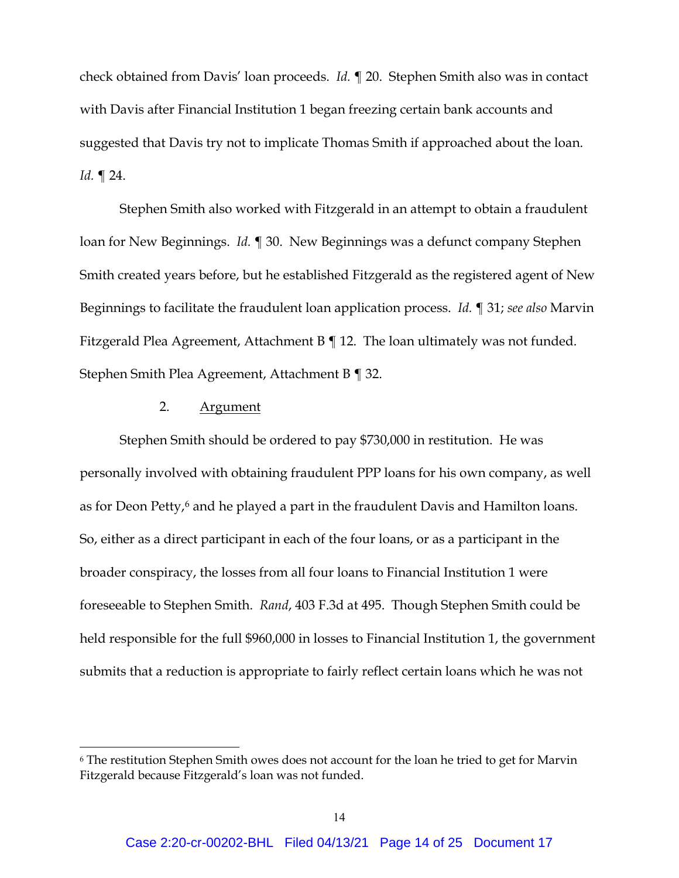check obtained from Davis' loan proceeds. *Id.* ¶ 20. Stephen Smith also was in contact with Davis after Financial Institution 1 began freezing certain bank accounts and suggested that Davis try not to implicate Thomas Smith if approached about the loan. *Id.* ¶ 24.

Stephen Smith also worked with Fitzgerald in an attempt to obtain a fraudulent loan for New Beginnings. *Id.* ¶ 30. New Beginnings was a defunct company Stephen Smith created years before, but he established Fitzgerald as the registered agent of New Beginnings to facilitate the fraudulent loan application process. *Id.* ¶ 31; *see also* Marvin Fitzgerald Plea Agreement, Attachment B ¶ 12. The loan ultimately was not funded. Stephen Smith Plea Agreement, Attachment B ¶ 32.

2. Argument

Stephen Smith should be ordered to pay $730,000 in restitution. He was personally involved with obtaining fraudulent PPP loans for his own company, as well as for Deon Petty,[6] and he played a part in the fraudulent Davis and Hamilton loans. So, either as a direct participant in each of the four loans, or as a participant in the broader conspiracy, the losses from all four loans to Financial Institution 1 were foreseeable to Stephen Smith. *Rand*, 403 F.3d at 495. Though Stephen Smith could be held responsible for the full $960,000 in losses to Financial Institution 1, the government submits that a reduction is appropriate to fairly reflect certain loans which he was not

---

[6] The restitution Stephen Smith owes does not account for the loan he tried to get for Marvin Fitzgerald because Fitzgerald's loan was not funded.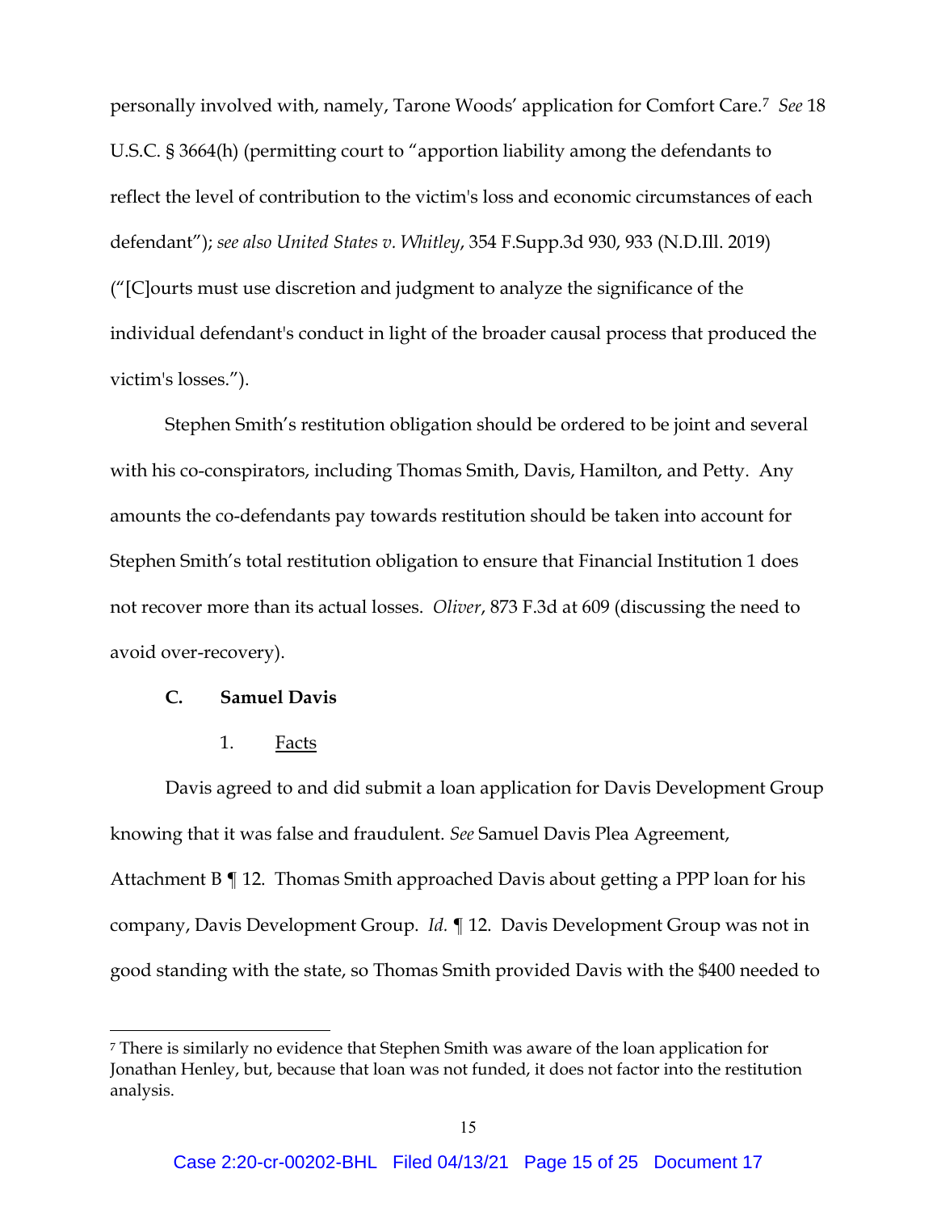personally involved with, namely, Tarone Woods' application for Comfort Care.[7] *See* 18 U.S.C. § 3664(h) (permitting court to "apportion liability among the defendants to reflect the level of contribution to the victim's loss and economic circumstances of each defendant"); *see also United States v. Whitley*, 354 F.Supp.3d 930, 933 (N.D.Ill. 2019) ("[C]ourts must use discretion and judgment to analyze the significance of the individual defendant's conduct in light of the broader causal process that produced the victim's losses.").

Stephen Smith's restitution obligation should be ordered to be joint and several with his co-conspirators, including Thomas Smith, Davis, Hamilton, and Petty. Any amounts the co-defendants pay towards restitution should be taken into account for Stephen Smith's total restitution obligation to ensure that Financial Institution 1 does not recover more than its actual losses. *Oliver*, 873 F.3d at 609 (discussing the need to avoid over-recovery).

**C. Samuel Davis**

1. Facts

Davis agreed to and did submit a loan application for Davis Development Group knowing that it was false and fraudulent. *See* Samuel Davis Plea Agreement, Attachment B ¶ 12. Thomas Smith approached Davis about getting a PPP loan for his company, Davis Development Group. *Id.* ¶ 12. Davis Development Group was not in good standing with the state, so Thomas Smith provided Davis with the $400 needed to

[7] There is similarly no evidence that Stephen Smith was aware of the loan application for Jonathan Henley, but, because that loan was not funded, it does not factor into the restitution analysis.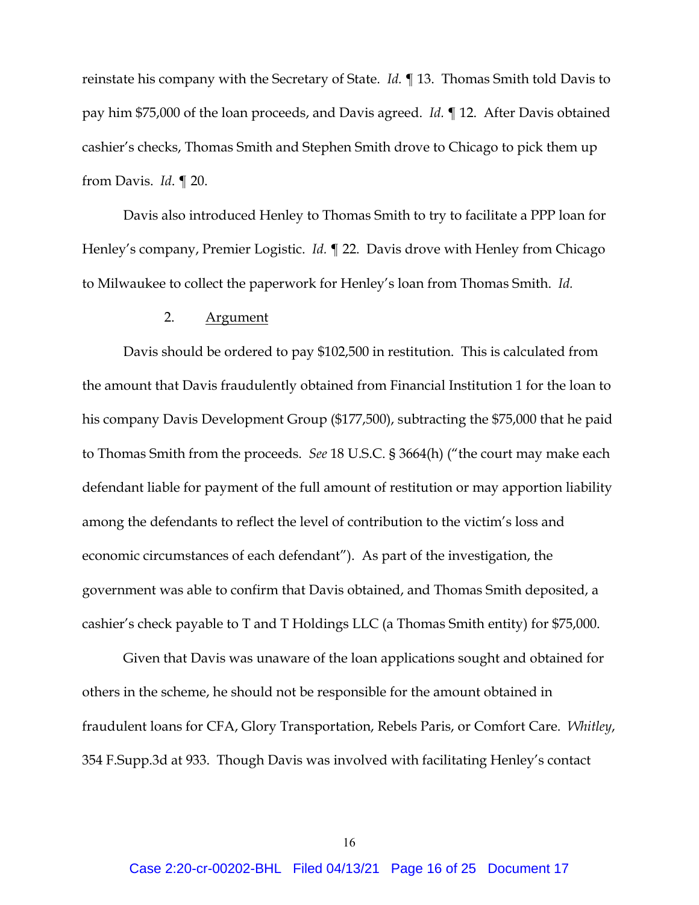reinstate his company with the Secretary of State. *Id.* ¶ 13. Thomas Smith told Davis to pay him $75,000 of the loan proceeds, and Davis agreed. *Id.* ¶ 12. After Davis obtained cashier's checks, Thomas Smith and Stephen Smith drove to Chicago to pick them up from Davis. *Id.* ¶ 20.

Davis also introduced Henley to Thomas Smith to try to facilitate a PPP loan for Henley's company, Premier Logistic. *Id.* ¶ 22. Davis drove with Henley from Chicago to Milwaukee to collect the paperwork for Henley's loan from Thomas Smith. *Id.*

2. <u>Argument</u>

Davis should be ordered to pay $102,500 in restitution. This is calculated from the amount that Davis fraudulently obtained from Financial Institution 1 for the loan to his company Davis Development Group ($177,500), subtracting the $75,000 that he paid to Thomas Smith from the proceeds. *See* 18 U.S.C. § 3664(h) ("the court may make each defendant liable for payment of the full amount of restitution or may apportion liability among the defendants to reflect the level of contribution to the victim's loss and economic circumstances of each defendant"). As part of the investigation, the government was able to confirm that Davis obtained, and Thomas Smith deposited, a cashier's check payable to T and T Holdings LLC (a Thomas Smith entity) for $75,000.

Given that Davis was unaware of the loan applications sought and obtained for others in the scheme, he should not be responsible for the amount obtained in fraudulent loans for CFA, Glory Transportation, Rebels Paris, or Comfort Care. *Whitley*, 354 F.Supp.3d at 933. Though Davis was involved with facilitating Henley's contact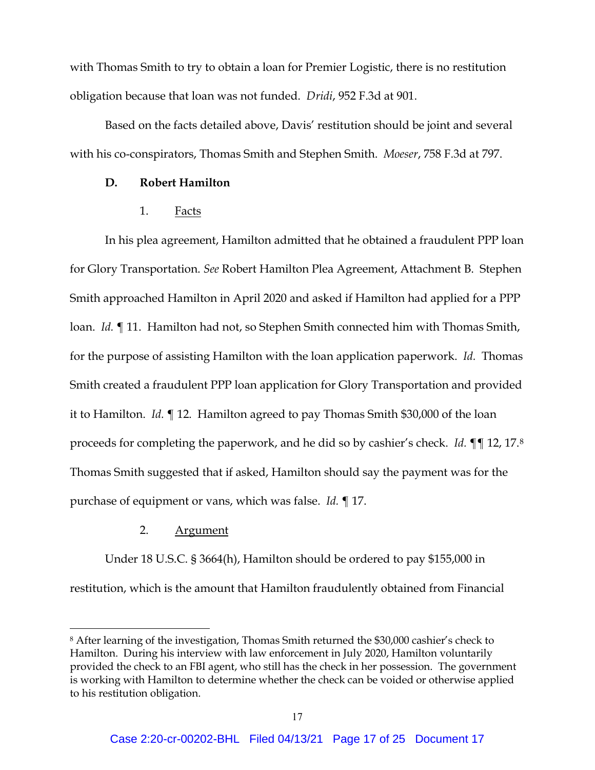with Thomas Smith to try to obtain a loan for Premier Logistic, there is no restitution obligation because that loan was not funded. *Dridi*, 952 F.3d at 901.

Based on the facts detailed above, Davis' restitution should be joint and several with his co-conspirators, Thomas Smith and Stephen Smith. *Moeser*, 758 F.3d at 797.

### D. Robert Hamilton

#### 1. Facts

In his plea agreement, Hamilton admitted that he obtained a fraudulent PPP loan for Glory Transportation. *See* Robert Hamilton Plea Agreement, Attachment B. Stephen Smith approached Hamilton in April 2020 and asked if Hamilton had applied for a PPP loan. *Id.* ¶ 11. Hamilton had not, so Stephen Smith connected him with Thomas Smith, for the purpose of assisting Hamilton with the loan application paperwork. *Id.* Thomas Smith created a fraudulent PPP loan application for Glory Transportation and provided it to Hamilton. *Id.* ¶ 12. Hamilton agreed to pay Thomas Smith $30,000 of the loan proceeds for completing the paperwork, and he did so by cashier's check. *Id.* ¶¶ 12, 17.[8] Thomas Smith suggested that if asked, Hamilton should say the payment was for the purchase of equipment or vans, which was false. *Id.* ¶ 17.

#### 2. Argument

Under 18 U.S.C. § 3664(h), Hamilton should be ordered to pay $155,000 in restitution, which is the amount that Hamilton fraudulently obtained from Financial

---

[8] After learning of the investigation, Thomas Smith returned the $30,000 cashier's check to Hamilton. During his interview with law enforcement in July 2020, Hamilton voluntarily provided the check to an FBI agent, who still has the check in her possession. The government is working with Hamilton to determine whether the check can be voided or otherwise applied to his restitution obligation.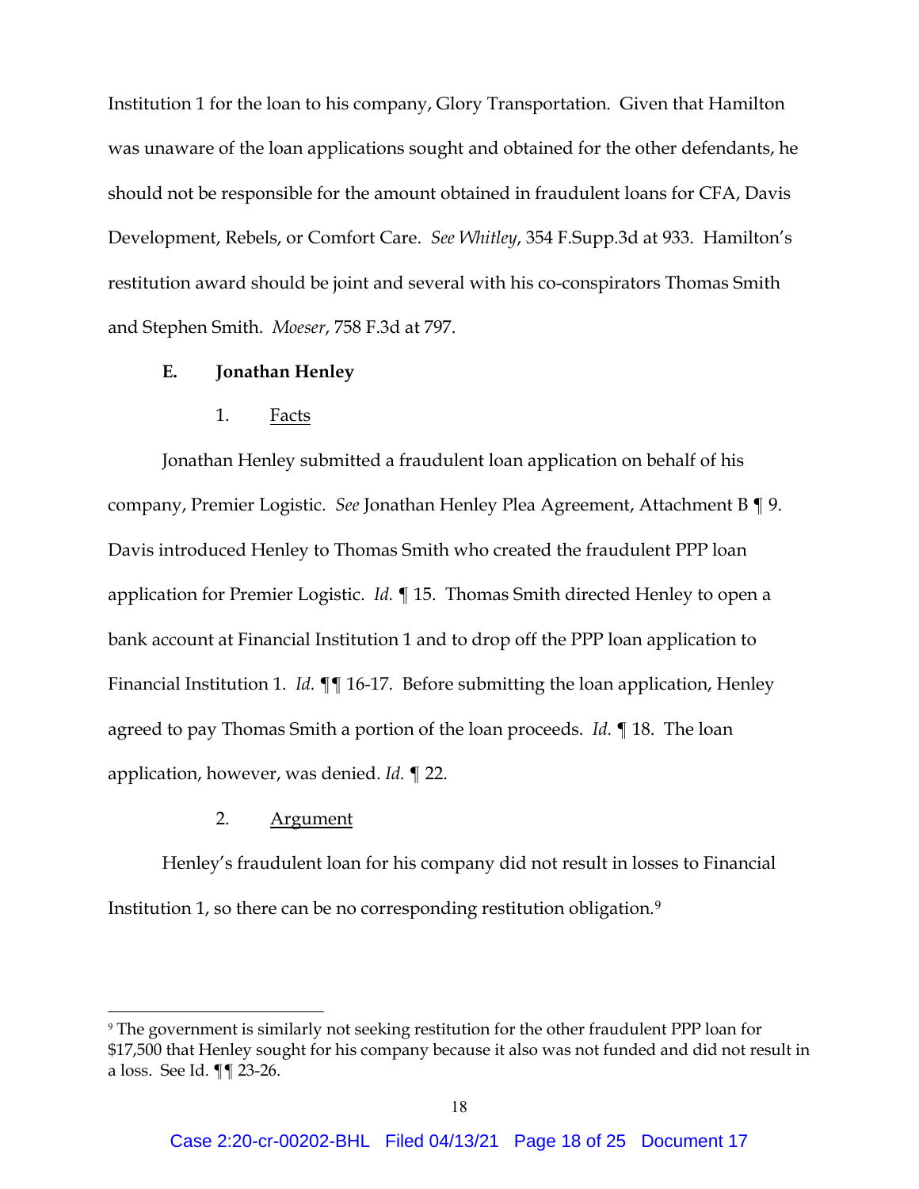Institution 1 for the loan to his company, Glory Transportation. Given that Hamilton was unaware of the loan applications sought and obtained for the other defendants, he should not be responsible for the amount obtained in fraudulent loans for CFA, Davis Development, Rebels, or Comfort Care. *See Whitley*, 354 F.Supp.3d at 933. Hamilton's restitution award should be joint and several with his co-conspirators Thomas Smith and Stephen Smith. *Moeser*, 758 F.3d at 797.

### E. Jonathan Henley

#### 1. Facts

Jonathan Henley submitted a fraudulent loan application on behalf of his company, Premier Logistic. *See* Jonathan Henley Plea Agreement, Attachment B ¶ 9. Davis introduced Henley to Thomas Smith who created the fraudulent PPP loan application for Premier Logistic. *Id.* ¶ 15. Thomas Smith directed Henley to open a bank account at Financial Institution 1 and to drop off the PPP loan application to Financial Institution 1. *Id.* ¶¶ 16-17. Before submitting the loan application, Henley agreed to pay Thomas Smith a portion of the loan proceeds. *Id.* ¶ 18. The loan application, however, was denied. *Id.* ¶ 22.

#### 2. Argument

Henley's fraudulent loan for his company did not result in losses to Financial Institution 1, so there can be no corresponding restitution obligation.[9]

---

[9] The government is similarly not seeking restitution for the other fraudulent PPP loan for $17,500 that Henley sought for his company because it also was not funded and did not result in a loss. See Id. ¶¶ 23-26.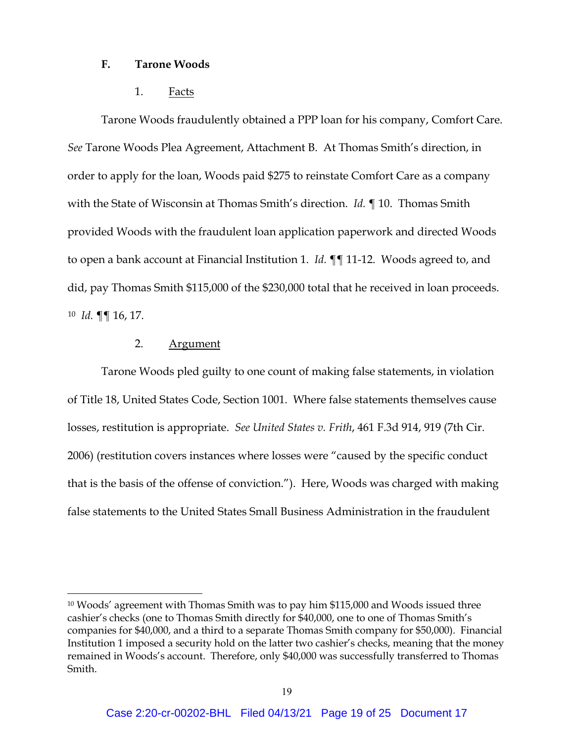### F. Tarone Woods

#### 1. Facts

Tarone Woods fraudulently obtained a PPP loan for his company, Comfort Care. *See* Tarone Woods Plea Agreement, Attachment B. At Thomas Smith's direction, in order to apply for the loan, Woods paid $275 to reinstate Comfort Care as a company with the State of Wisconsin at Thomas Smith's direction. *Id.* ¶ 10. Thomas Smith provided Woods with the fraudulent loan application paperwork and directed Woods to open a bank account at Financial Institution 1. *Id.* ¶¶ 11-12. Woods agreed to, and did, pay Thomas Smith $115,000 of the $230,000 total that he received in loan proceeds.[10] *Id.* ¶¶ 16, 17.

#### 2. Argument

Tarone Woods pled guilty to one count of making false statements, in violation of Title 18, United States Code, Section 1001. Where false statements themselves cause losses, restitution is appropriate. *See United States v. Frith*, 461 F.3d 914, 919 (7th Cir. 2006) (restitution covers instances where losses were "caused by the specific conduct that is the basis of the offense of conviction."). Here, Woods was charged with making false statements to the United States Small Business Administration in the fraudulent

---

[10] Woods' agreement with Thomas Smith was to pay him $115,000 and Woods issued three cashier's checks (one to Thomas Smith directly for $40,000, one to one of Thomas Smith's companies for $40,000, and a third to a separate Thomas Smith company for $50,000). Financial Institution 1 imposed a security hold on the latter two cashier's checks, meaning that the money remained in Woods's account. Therefore, only $40,000 was successfully transferred to Thomas Smith.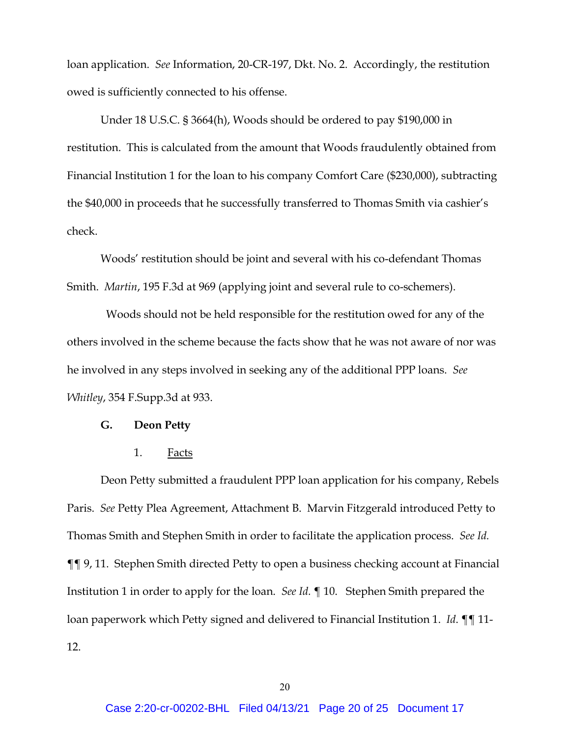loan application. *See* Information, 20-CR-197, Dkt. No. 2. Accordingly, the restitution owed is sufficiently connected to his offense.

Under 18 U.S.C. § 3664(h), Woods should be ordered to pay $190,000 in restitution. This is calculated from the amount that Woods fraudulently obtained from Financial Institution 1 for the loan to his company Comfort Care ($230,000), subtracting the $40,000 in proceeds that he successfully transferred to Thomas Smith via cashier's check.

Woods' restitution should be joint and several with his co-defendant Thomas Smith. *Martin*, 195 F.3d at 969 (applying joint and several rule to co-schemers).

Woods should not be held responsible for the restitution owed for any of the others involved in the scheme because the facts show that he was not aware of nor was he involved in any steps involved in seeking any of the additional PPP loans. *See Whitley*, 354 F.Supp.3d at 933.

### G. Deon Petty

#### 1. Facts

Deon Petty submitted a fraudulent PPP loan application for his company, Rebels Paris. *See* Petty Plea Agreement, Attachment B. Marvin Fitzgerald introduced Petty to Thomas Smith and Stephen Smith in order to facilitate the application process. *See Id.* ¶¶ 9, 11. Stephen Smith directed Petty to open a business checking account at Financial Institution 1 in order to apply for the loan. *See Id.* ¶ 10. Stephen Smith prepared the loan paperwork which Petty signed and delivered to Financial Institution 1. *Id.* ¶¶ 11-12.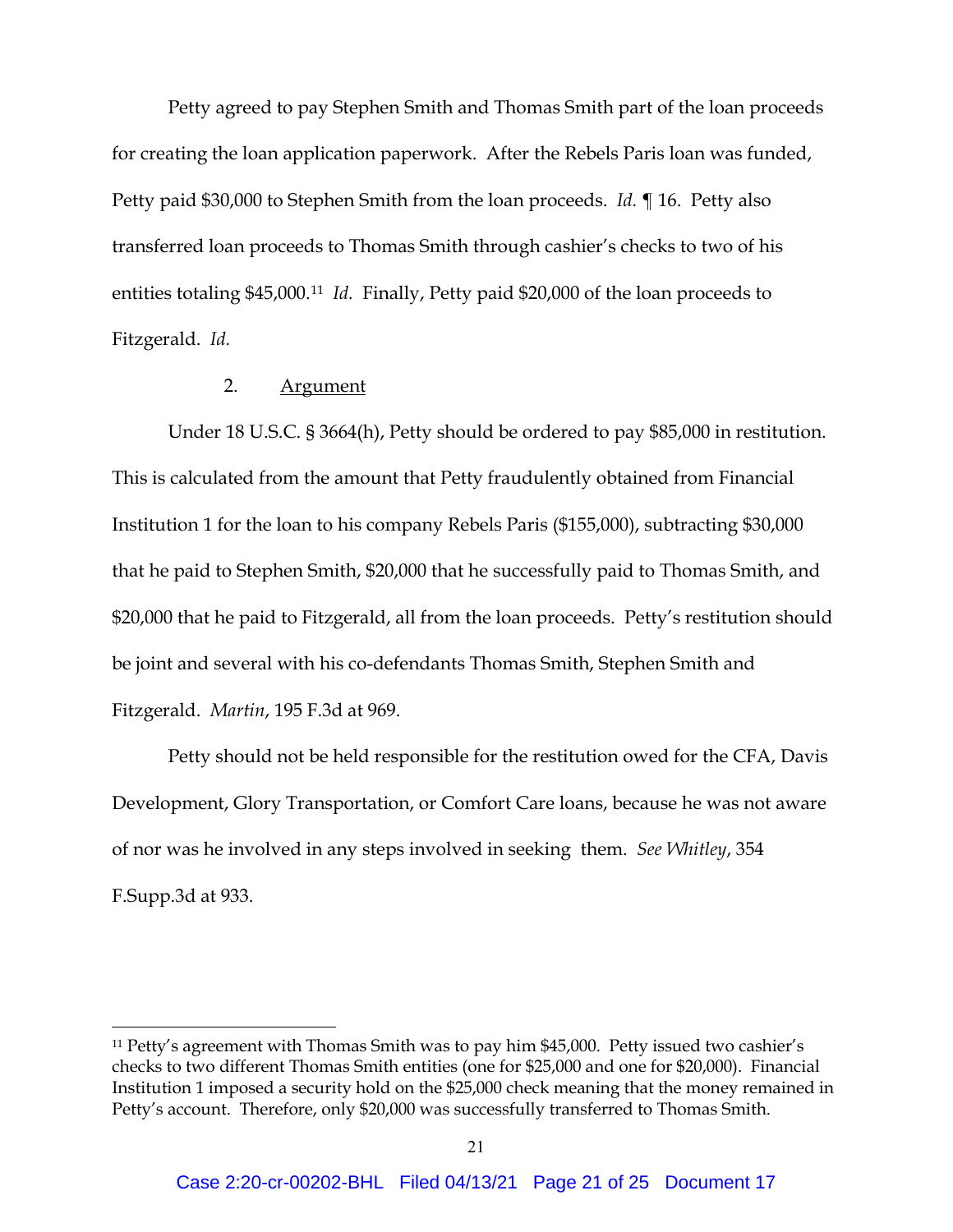Petty agreed to pay Stephen Smith and Thomas Smith part of the loan proceeds for creating the loan application paperwork. After the Rebels Paris loan was funded, Petty paid $30,000 to Stephen Smith from the loan proceeds. *Id.* ¶ 16. Petty also transferred loan proceeds to Thomas Smith through cashier's checks to two of his entities totaling $45,000.[11] *Id.* Finally, Petty paid $20,000 of the loan proceeds to Fitzgerald. *Id.*

2. Argument

Under 18 U.S.C. § 3664(h), Petty should be ordered to pay $85,000 in restitution. This is calculated from the amount that Petty fraudulently obtained from Financial Institution 1 for the loan to his company Rebels Paris ($155,000), subtracting $30,000 that he paid to Stephen Smith, $20,000 that he successfully paid to Thomas Smith, and $20,000 that he paid to Fitzgerald, all from the loan proceeds. Petty's restitution should be joint and several with his co-defendants Thomas Smith, Stephen Smith and Fitzgerald. *Martin*, 195 F.3d at 969.

Petty should not be held responsible for the restitution owed for the CFA, Davis Development, Glory Transportation, or Comfort Care loans, because he was not aware of nor was he involved in any steps involved in seeking them. *See Whitley*, 354 F.Supp.3d at 933.

---

[11] Petty's agreement with Thomas Smith was to pay him $45,000. Petty issued two cashier's checks to two different Thomas Smith entities (one for $25,000 and one for $20,000). Financial Institution 1 imposed a security hold on the $25,000 check meaning that the money remained in Petty's account. Therefore, only $20,000 was successfully transferred to Thomas Smith.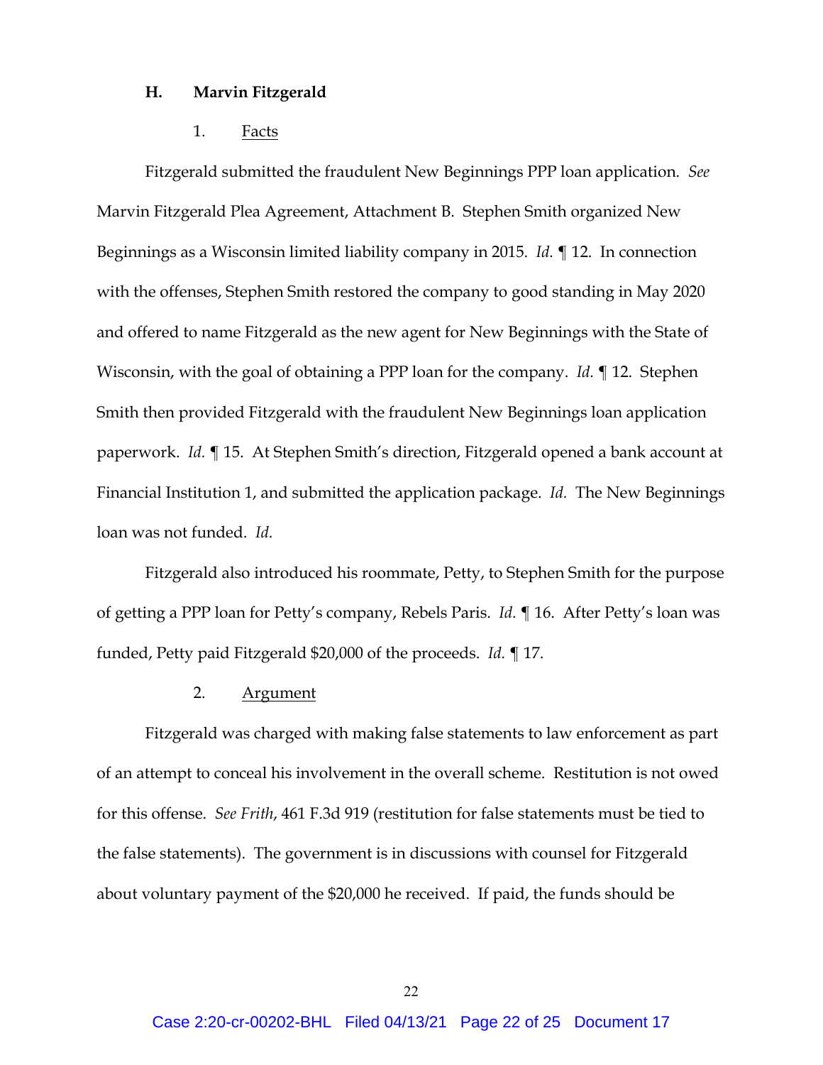### H. Marvin Fitzgerald

#### 1. Facts

Fitzgerald submitted the fraudulent New Beginnings PPP loan application. *See* Marvin Fitzgerald Plea Agreement, Attachment B. Stephen Smith organized New Beginnings as a Wisconsin limited liability company in 2015. *Id.* ¶ 12. In connection with the offenses, Stephen Smith restored the company to good standing in May 2020 and offered to name Fitzgerald as the new agent for New Beginnings with the State of Wisconsin, with the goal of obtaining a PPP loan for the company. *Id.* ¶ 12. Stephen Smith then provided Fitzgerald with the fraudulent New Beginnings loan application paperwork. *Id.* ¶ 15. At Stephen Smith's direction, Fitzgerald opened a bank account at Financial Institution 1, and submitted the application package. *Id.* The New Beginnings loan was not funded. *Id.*

Fitzgerald also introduced his roommate, Petty, to Stephen Smith for the purpose of getting a PPP loan for Petty's company, Rebels Paris. *Id.* ¶ 16. After Petty's loan was funded, Petty paid Fitzgerald $20,000 of the proceeds. *Id.* ¶ 17.

#### 2. Argument

Fitzgerald was charged with making false statements to law enforcement as part of an attempt to conceal his involvement in the overall scheme. Restitution is not owed for this offense. *See Frith*, 461 F.3d 919 (restitution for false statements must be tied to the false statements). The government is in discussions with counsel for Fitzgerald about voluntary payment of the $20,000 he received. If paid, the funds should be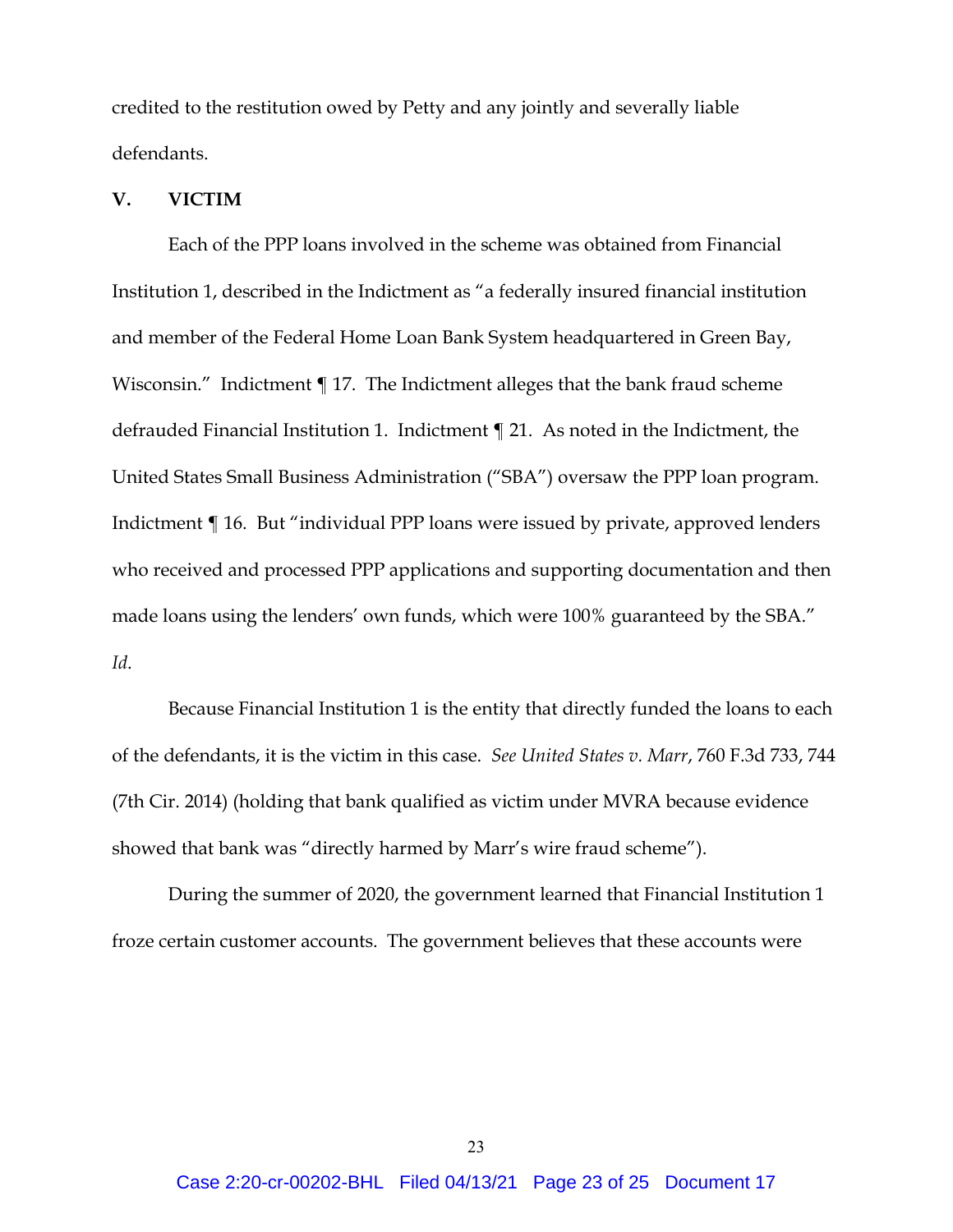credited to the restitution owed by Petty and any jointly and severally liable defendants.

## V. VICTIM

Each of the PPP loans involved in the scheme was obtained from Financial Institution 1, described in the Indictment as "a federally insured financial institution and member of the Federal Home Loan Bank System headquartered in Green Bay, Wisconsin." Indictment ¶ 17. The Indictment alleges that the bank fraud scheme defrauded Financial Institution 1. Indictment ¶ 21. As noted in the Indictment, the United States Small Business Administration ("SBA") oversaw the PPP loan program. Indictment ¶ 16. But "individual PPP loans were issued by private, approved lenders who received and processed PPP applications and supporting documentation and then made loans using the lenders' own funds, which were 100% guaranteed by the SBA." *Id*.

Because Financial Institution 1 is the entity that directly funded the loans to each of the defendants, it is the victim in this case. *See United States v. Marr*, 760 F.3d 733, 744 (7th Cir. 2014) (holding that bank qualified as victim under MVRA because evidence showed that bank was "directly harmed by Marr's wire fraud scheme").

During the summer of 2020, the government learned that Financial Institution 1 froze certain customer accounts. The government believes that these accounts were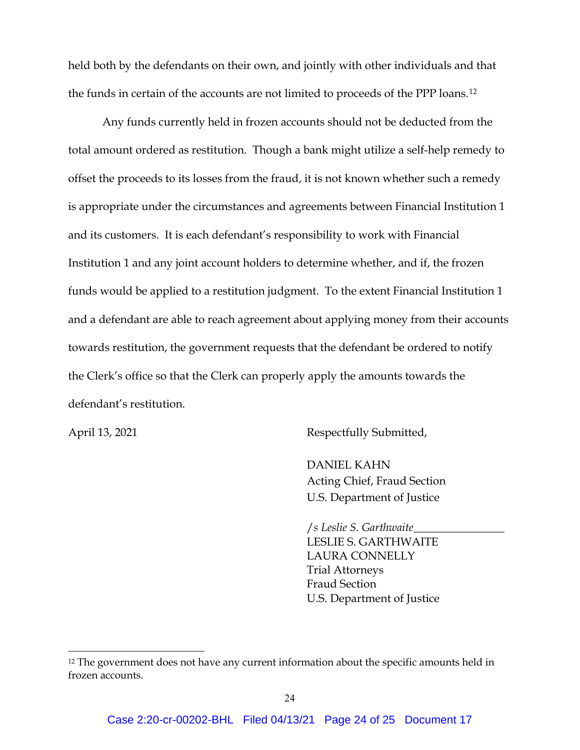held both by the defendants on their own, and jointly with other individuals and that the funds in certain of the accounts are not limited to proceeds of the PPP loans.[12]

Any funds currently held in frozen accounts should not be deducted from the total amount ordered as restitution. Though a bank might utilize a self-help remedy to offset the proceeds to its losses from the fraud, it is not known whether such a remedy is appropriate under the circumstances and agreements between Financial Institution 1 and its customers. It is each defendant's responsibility to work with Financial Institution 1 and any joint account holders to determine whether, and if, the frozen funds would be applied to a restitution judgment. To the extent Financial Institution 1 and a defendant are able to reach agreement about applying money from their accounts towards restitution, the government requests that the defendant be ordered to notify the Clerk's office so that the Clerk can properly apply the amounts towards the defendant's restitution.

April 13, 2021

Respectfully Submitted,

DANIEL KAHN
Acting Chief, Fraud Section
U.S. Department of Justice

*/s Leslie S. Garthwaite*________________
LESLIE S. GARTHWAITE
LAURA CONNELLY
Trial Attorneys
Fraud Section
U.S. Department of Justice

---

[12] The government does not have any current information about the specific amounts held in frozen accounts.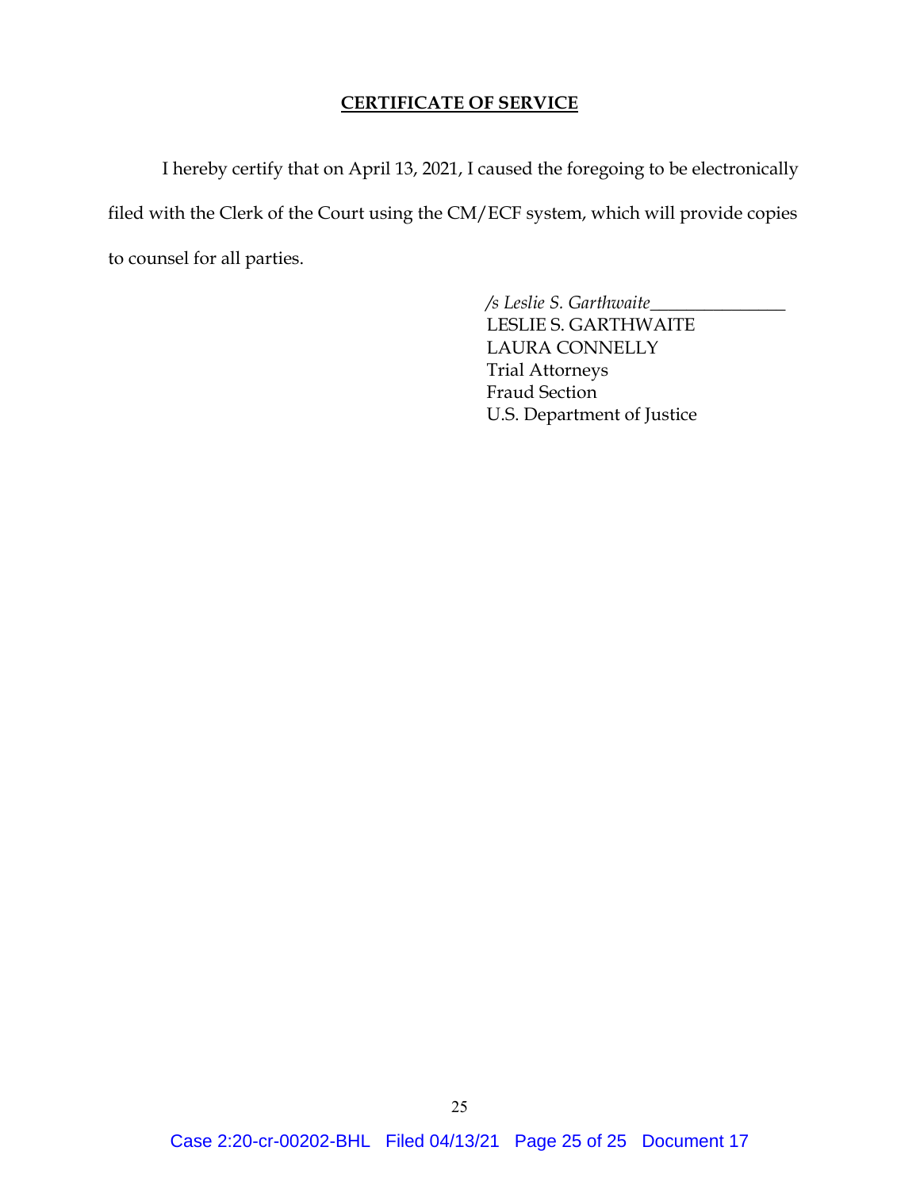## CERTIFICATE OF SERVICE

I hereby certify that on April 13, 2021, I caused the foregoing to be electronically filed with the Clerk of the Court using the CM/ECF system, which will provide copies to counsel for all parties.

*/s Leslie S. Garthwaite*________________
LESLIE S. GARTHWAITE
LAURA CONNELLY
Trial Attorneys
Fraud Section
U.S. Department of Justice